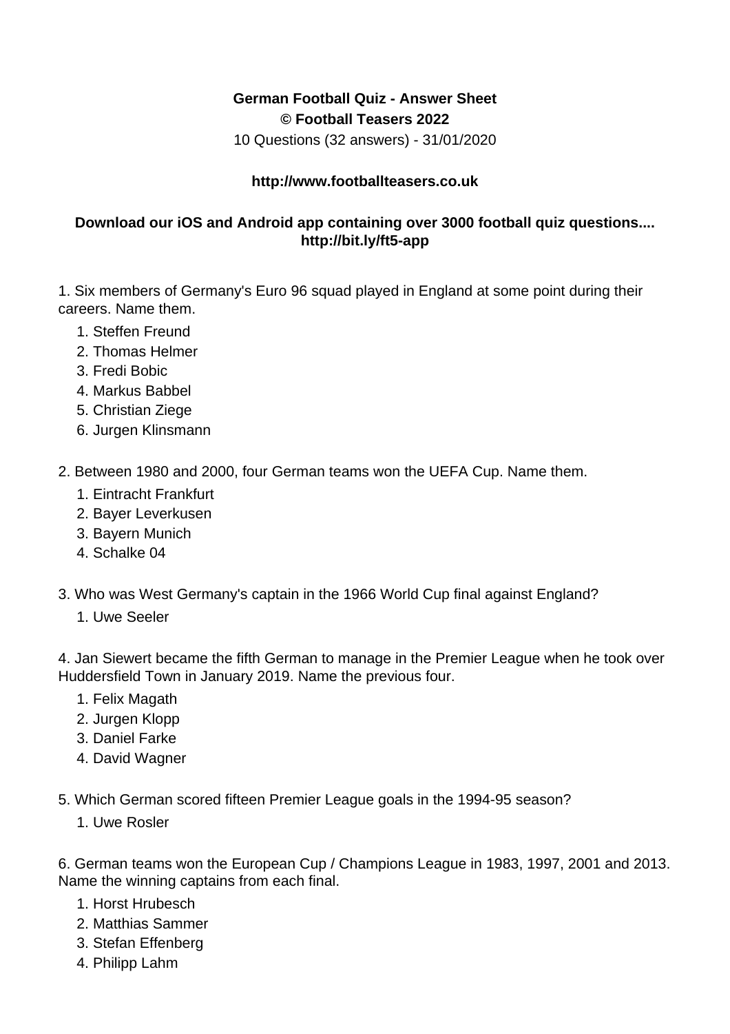**German Football Quiz - Answer Sheet**
**© Football Teasers 2022**
10 Questions (32 answers) - 31/01/2020

**http://www.footballteasers.co.uk**

**Download our iOS and Android app containing over 3000 football quiz questions....**
**http://bit.ly/ft5-app**

1. Six members of Germany's Euro 96 squad played in England at some point during their careers. Name them.
   1. Steffen Freund
   2. Thomas Helmer
   3. Fredi Bobic
   4. Markus Babbel
   5. Christian Ziege
   6. Jurgen Klinsmann

2. Between 1980 and 2000, four German teams won the UEFA Cup. Name them.
   1. Eintracht Frankfurt
   2. Bayer Leverkusen
   3. Bayern Munich
   4. Schalke 04

3. Who was West Germany's captain in the 1966 World Cup final against England?
   1. Uwe Seeler

4. Jan Siewert became the fifth German to manage in the Premier League when he took over Huddersfield Town in January 2019. Name the previous four.
   1. Felix Magath
   2. Jurgen Klopp
   3. Daniel Farke
   4. David Wagner

5. Which German scored fifteen Premier League goals in the 1994-95 season?
   1. Uwe Rosler

6. German teams won the European Cup / Champions League in 1983, 1997, 2001 and 2013. Name the winning captains from each final.
   1. Horst Hrubesch
   2. Matthias Sammer
   3. Stefan Effenberg
   4. Philipp Lahm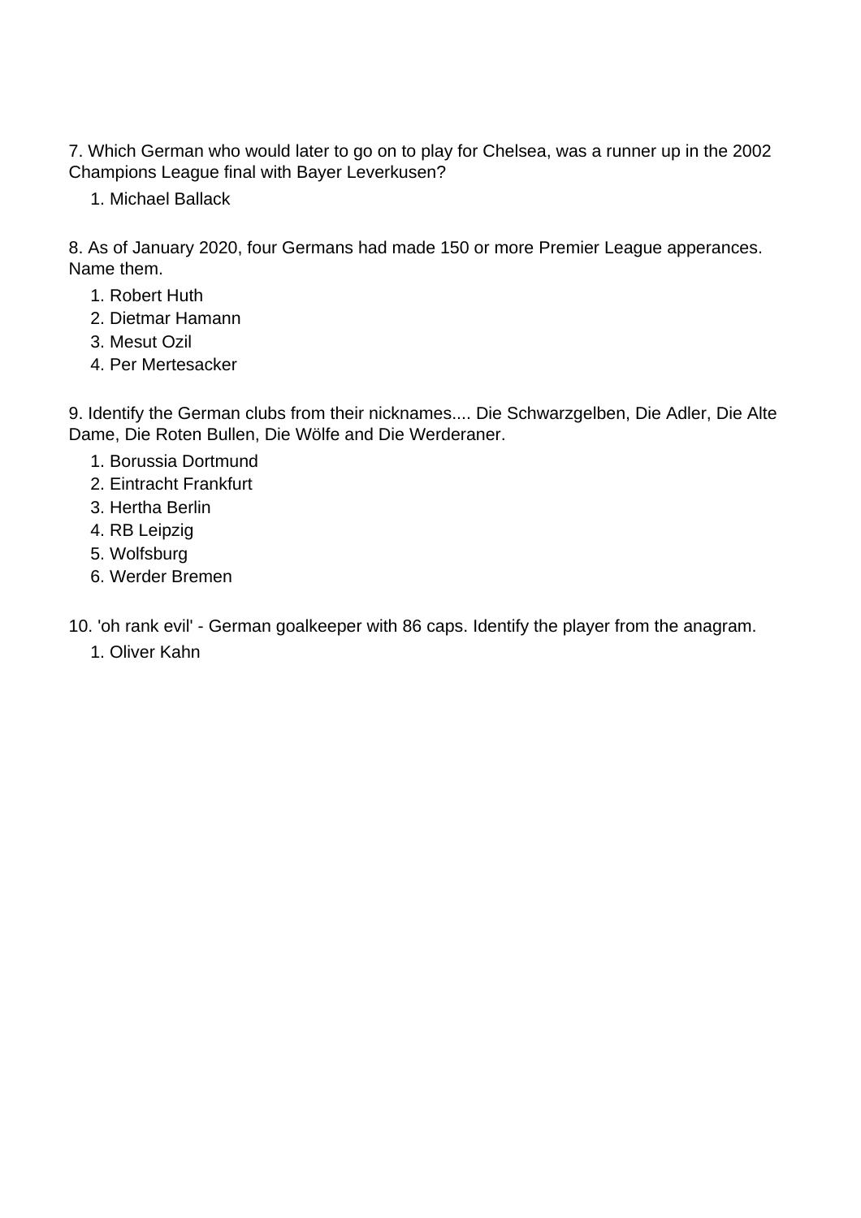7. Which German who would later to go on to play for Chelsea, was a runner up in the 2002 Champions League final with Bayer Leverkusen?

1. Michael Ballack

8. As of January 2020, four Germans had made 150 or more Premier League apperances. Name them.

1. Robert Huth
2. Dietmar Hamann
3. Mesut Ozil
4. Per Mertesacker

9. Identify the German clubs from their nicknames.... Die Schwarzgelben, Die Adler, Die Alte Dame, Die Roten Bullen, Die Wölfe and Die Werderaner.

1. Borussia Dortmund
2. Eintracht Frankfurt
3. Hertha Berlin
4. RB Leipzig
5. Wolfsburg
6. Werder Bremen

10. 'oh rank evil' - German goalkeeper with 86 caps. Identify the player from the anagram.

1. Oliver Kahn